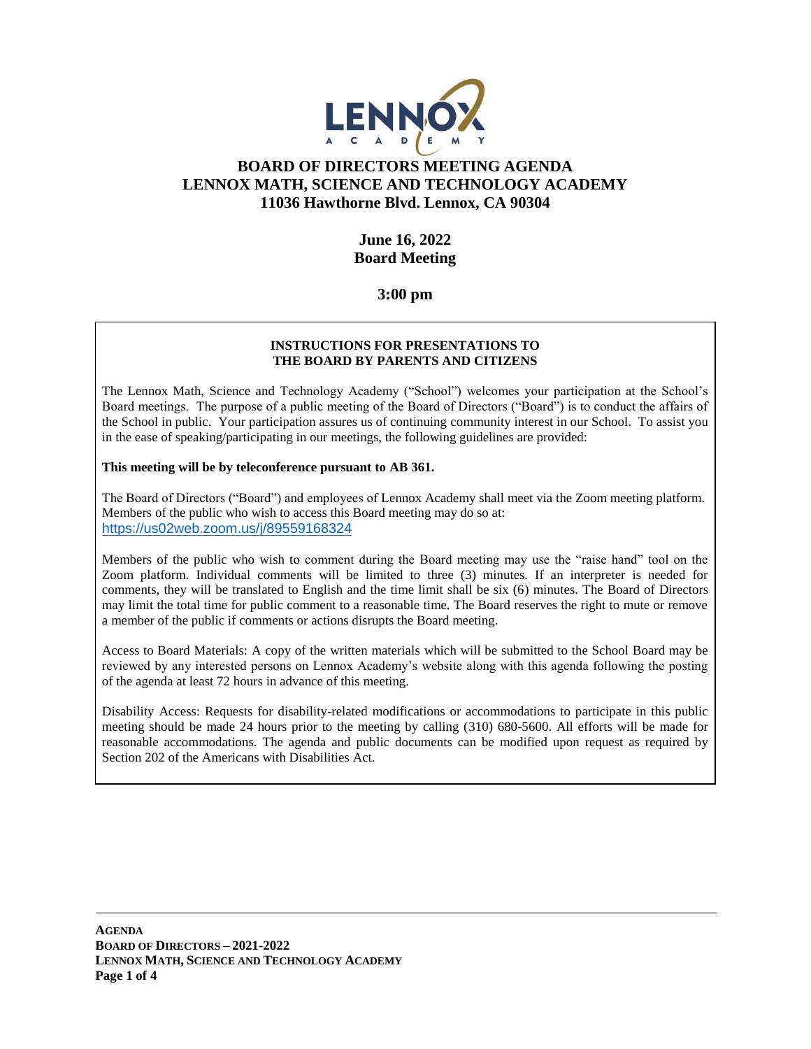# BOARD OF DIRECTORS MEETING AGENDA
# LENNOX MATH, SCIENCE AND TECHNOLOGY ACADEMY
## 11036 Hawthorne Blvd. Lennox, CA 90304

**June 16, 2022**
**Board Meeting**

**3:00 pm**

---

### INSTRUCTIONS FOR PRESENTATIONS TO THE BOARD BY PARENTS AND CITIZENS

The Lennox Math, Science and Technology Academy ("School") welcomes your participation at the School's Board meetings. The purpose of a public meeting of the Board of Directors ("Board") is to conduct the affairs of the School in public. Your participation assures us of continuing community interest in our School. To assist you in the ease of speaking/participating in our meetings, the following guidelines are provided:

**This meeting will be by teleconference pursuant to AB 361.**

The Board of Directors ("Board") and employees of Lennox Academy shall meet via the Zoom meeting platform. Members of the public who wish to access this Board meeting may do so at:
https://us02web.zoom.us/j/89559168324

Members of the public who wish to comment during the Board meeting may use the "raise hand" tool on the Zoom platform. Individual comments will be limited to three (3) minutes. If an interpreter is needed for comments, they will be translated to English and the time limit shall be six (6) minutes. The Board of Directors may limit the total time for public comment to a reasonable time. The Board reserves the right to mute or remove a member of the public if comments or actions disrupts the Board meeting.

Access to Board Materials: A copy of the written materials which will be submitted to the School Board may be reviewed by any interested persons on Lennox Academy's website along with this agenda following the posting of the agenda at least 72 hours in advance of this meeting.

Disability Access: Requests for disability-related modifications or accommodations to participate in this public meeting should be made 24 hours prior to the meeting by calling (310) 680-5600. All efforts will be made for reasonable accommodations. The agenda and public documents can be modified upon request as required by Section 202 of the Americans with Disabilities Act.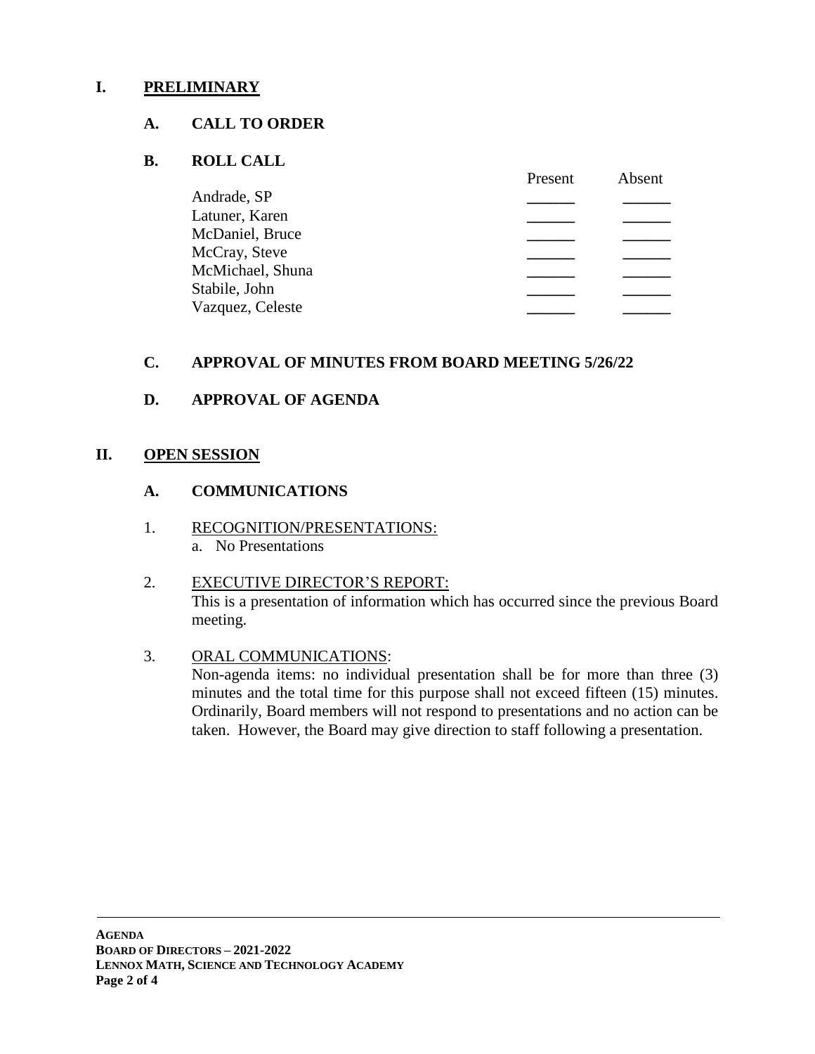# I. PRELIMINARY

## A. CALL TO ORDER

## B. ROLL CALL

| | Present | Absent |
|---|---|---|
| Andrade, SP | ______ | ______ |
| Latuner, Karen | ______ | ______ |
| McDaniel, Bruce | ______ | ______ |
| McCray, Steve | ______ | ______ |
| McMichael, Shuna | ______ | ______ |
| Stabile, John | ______ | ______ |
| Vazquez, Celeste | ______ | ______ |

## C. APPROVAL OF MINUTES FROM BOARD MEETING 5/26/22

## D. APPROVAL OF AGENDA

# II. OPEN SESSION

## A. COMMUNICATIONS

1. RECOGNITION/PRESENTATIONS:
   a. No Presentations

2. EXECUTIVE DIRECTOR'S REPORT:
   This is a presentation of information which has occurred since the previous Board meeting.

3. ORAL COMMUNICATIONS:
   Non-agenda items: no individual presentation shall be for more than three (3) minutes and the total time for this purpose shall not exceed fifteen (15) minutes. Ordinarily, Board members will not respond to presentations and no action can be taken. However, the Board may give direction to staff following a presentation.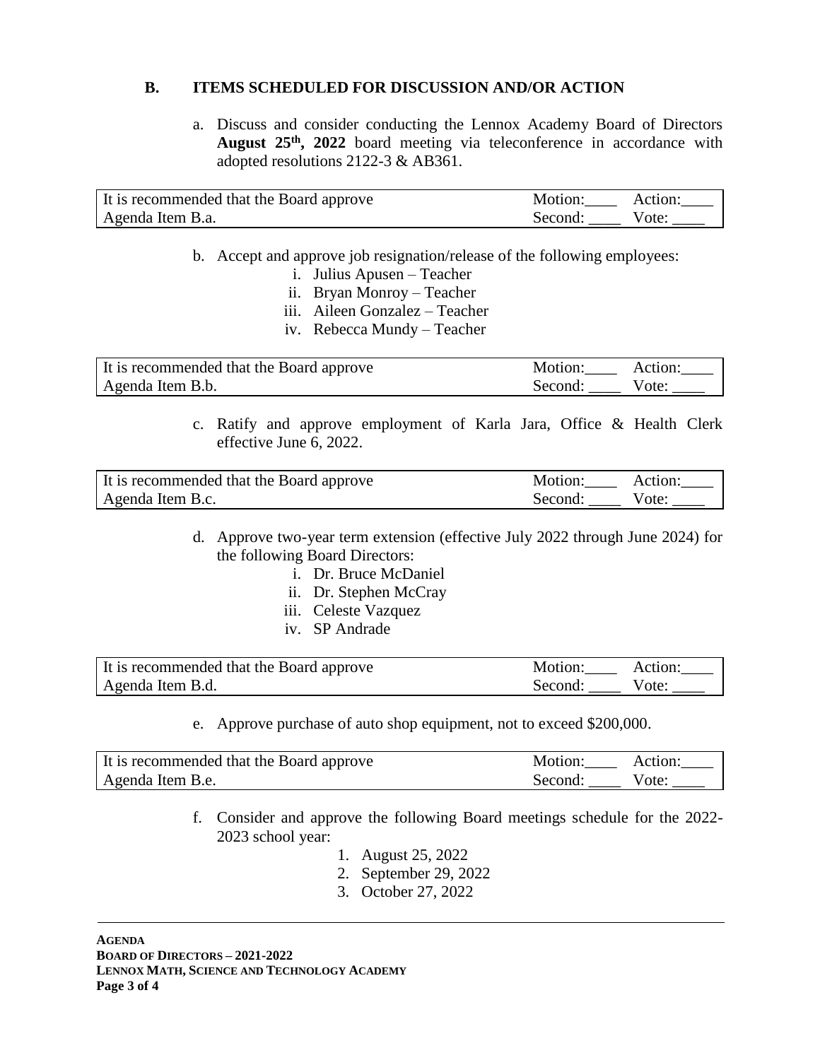## B. ITEMS SCHEDULED FOR DISCUSSION AND/OR ACTION

a. Discuss and consider conducting the Lennox Academy Board of Directors **August 25th, 2022** board meeting via teleconference in accordance with adopted resolutions 2122-3 & AB361.

| It is recommended that the Board approve | Motion:____ | Action:____ |
|---|---|---|
| Agenda Item B.a. | Second: ____ | Vote: ____ |

b. Accept and approve job resignation/release of the following employees:

   i. Julius Apusen – Teacher
   ii. Bryan Monroy – Teacher
   iii. Aileen Gonzalez – Teacher
   iv. Rebecca Mundy – Teacher

| It is recommended that the Board approve | Motion:____ | Action:____ |
|---|---|---|
| Agenda Item B.b. | Second: ____ | Vote: ____ |

c. Ratify and approve employment of Karla Jara, Office & Health Clerk effective June 6, 2022.

| It is recommended that the Board approve | Motion:____ | Action:____ |
|---|---|---|
| Agenda Item B.c. | Second: ____ | Vote: ____ |

d. Approve two-year term extension (effective July 2022 through June 2024) for the following Board Directors:

   i. Dr. Bruce McDaniel
   ii. Dr. Stephen McCray
   iii. Celeste Vazquez
   iv. SP Andrade

| It is recommended that the Board approve | Motion:____ | Action:____ |
|---|---|---|
| Agenda Item B.d. | Second: ____ | Vote: ____ |

e. Approve purchase of auto shop equipment, not to exceed $200,000.

| It is recommended that the Board approve | Motion:____ | Action:____ |
|---|---|---|
| Agenda Item B.e. | Second: ____ | Vote: ____ |

f. Consider and approve the following Board meetings schedule for the 2022-2023 school year:

   1. August 25, 2022
   2. September 29, 2022
   3. October 27, 2022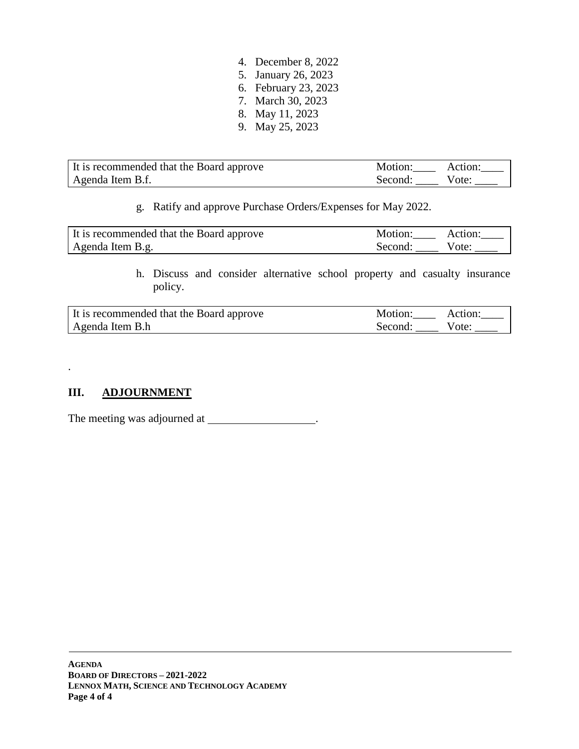4. December 8, 2022
5. January 26, 2023
6. February 23, 2023
7. March 30, 2023
8. May 11, 2023
9. May 25, 2023

| | |
|---|---|
| It is recommended that the Board approve Agenda Item B.f. | Motion:____ Action:____ Second: ____ Vote: ____ |

g. Ratify and approve Purchase Orders/Expenses for May 2022.

| | |
|---|---|
| It is recommended that the Board approve Agenda Item B.g. | Motion:____ Action:____ Second: ____ Vote: ____ |

h. Discuss and consider alternative school property and casualty insurance policy.

| | |
|---|---|
| It is recommended that the Board approve Agenda Item B.h | Motion:____ Action:____ Second: ____ Vote: ____ |

.

## III. ADJOURNMENT

The meeting was adjourned at \_\_\_\_\_\_\_\_\_\_\_\_\_\_\_\_\_\_\_\_.